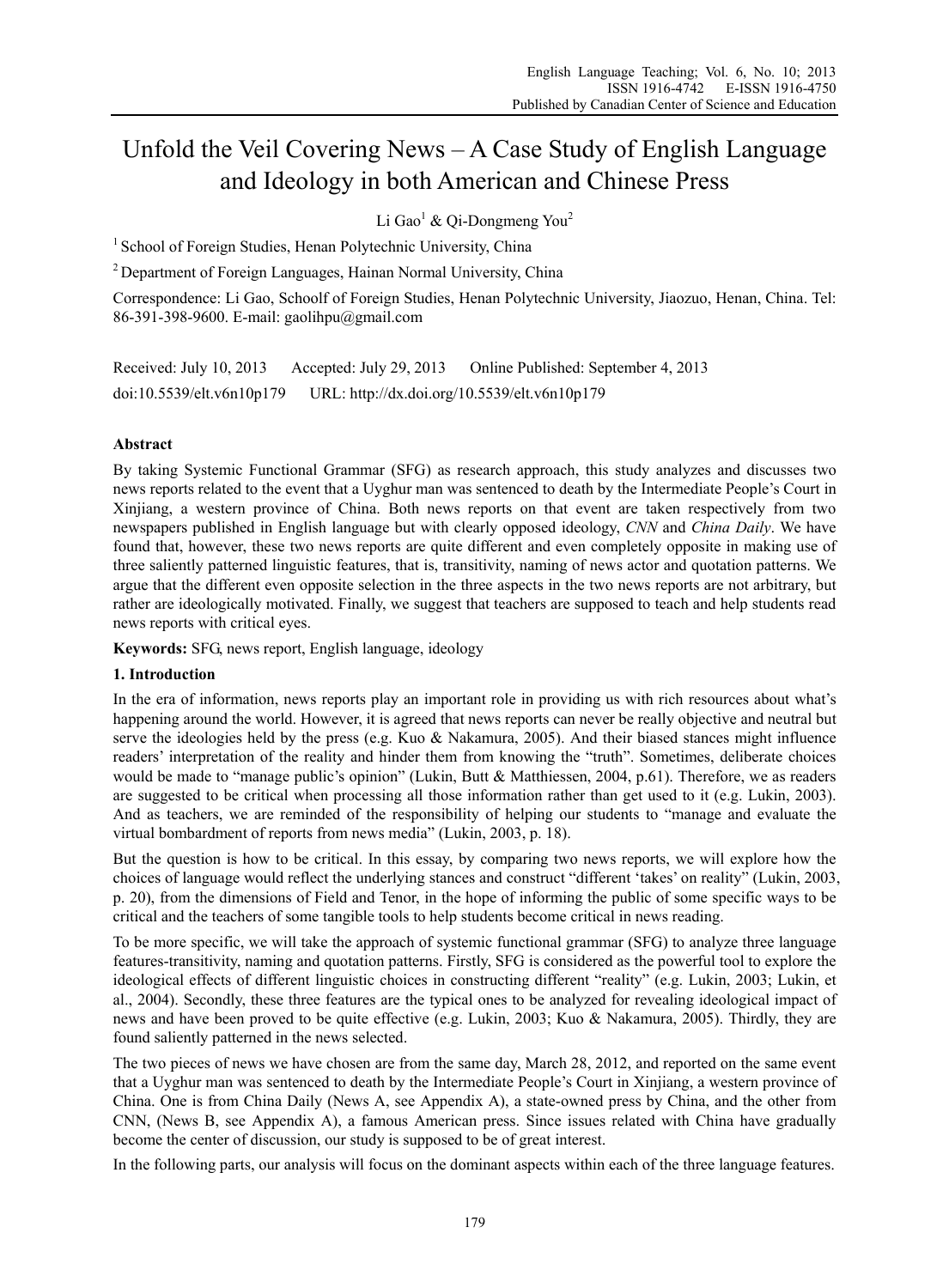# Unfold the Veil Covering News – A Case Study of English Language and Ideology in both American and Chinese Press

Li Gao[1] & Qi-Dongmeng You[2]

[1] School of Foreign Studies, Henan Polytechnic University, China

[2] Department of Foreign Languages, Hainan Normal University, China

Correspondence: Li Gao, Schoolf of Foreign Studies, Henan Polytechnic University, Jiaozuo, Henan, China. Tel: 86-391-398-9600. E-mail: gaolihpu@gmail.com

Received: July 10, 2013 Accepted: July 29, 2013 Online Published: September 4, 2013

doi:10.5539/elt.v6n10p179 URL: http://dx.doi.org/10.5539/elt.v6n10p179

## Abstract

By taking Systemic Functional Grammar (SFG) as research approach, this study analyzes and discusses two news reports related to the event that a Uyghur man was sentenced to death by the Intermediate People's Court in Xinjiang, a western province of China. Both news reports on that event are taken respectively from two newspapers published in English language but with clearly opposed ideology, *CNN* and *China Daily*. We have found that, however, these two news reports are quite different and even completely opposite in making use of three saliently patterned linguistic features, that is, transitivity, naming of news actor and quotation patterns. We argue that the different even opposite selection in the three aspects in the two news reports are not arbitrary, but rather are ideologically motivated. Finally, we suggest that teachers are supposed to teach and help students read news reports with critical eyes.

**Keywords:** SFG, news report, English language, ideology

## 1. Introduction

In the era of information, news reports play an important role in providing us with rich resources about what's happening around the world. However, it is agreed that news reports can never be really objective and neutral but serve the ideologies held by the press (e.g. Kuo & Nakamura, 2005). And their biased stances might influence readers' interpretation of the reality and hinder them from knowing the "truth". Sometimes, deliberate choices would be made to "manage public's opinion" (Lukin, Butt & Matthiessen, 2004, p.61). Therefore, we as readers are suggested to be critical when processing all those information rather than get used to it (e.g. Lukin, 2003). And as teachers, we are reminded of the responsibility of helping our students to "manage and evaluate the virtual bombardment of reports from news media" (Lukin, 2003, p. 18).

But the question is how to be critical. In this essay, by comparing two news reports, we will explore how the choices of language would reflect the underlying stances and construct "different 'takes' on reality" (Lukin, 2003, p. 20), from the dimensions of Field and Tenor, in the hope of informing the public of some specific ways to be critical and the teachers of some tangible tools to help students become critical in news reading.

To be more specific, we will take the approach of systemic functional grammar (SFG) to analyze three language features-transitivity, naming and quotation patterns. Firstly, SFG is considered as the powerful tool to explore the ideological effects of different linguistic choices in constructing different "reality" (e.g. Lukin, 2003; Lukin, et al., 2004). Secondly, these three features are the typical ones to be analyzed for revealing ideological impact of news and have been proved to be quite effective (e.g. Lukin, 2003; Kuo & Nakamura, 2005). Thirdly, they are found saliently patterned in the news selected.

The two pieces of news we have chosen are from the same day, March 28, 2012, and reported on the same event that a Uyghur man was sentenced to death by the Intermediate People's Court in Xinjiang, a western province of China. One is from China Daily (News A, see Appendix A), a state-owned press by China, and the other from CNN, (News B, see Appendix A), a famous American press. Since issues related with China have gradually become the center of discussion, our study is supposed to be of great interest.

In the following parts, our analysis will focus on the dominant aspects within each of the three language features.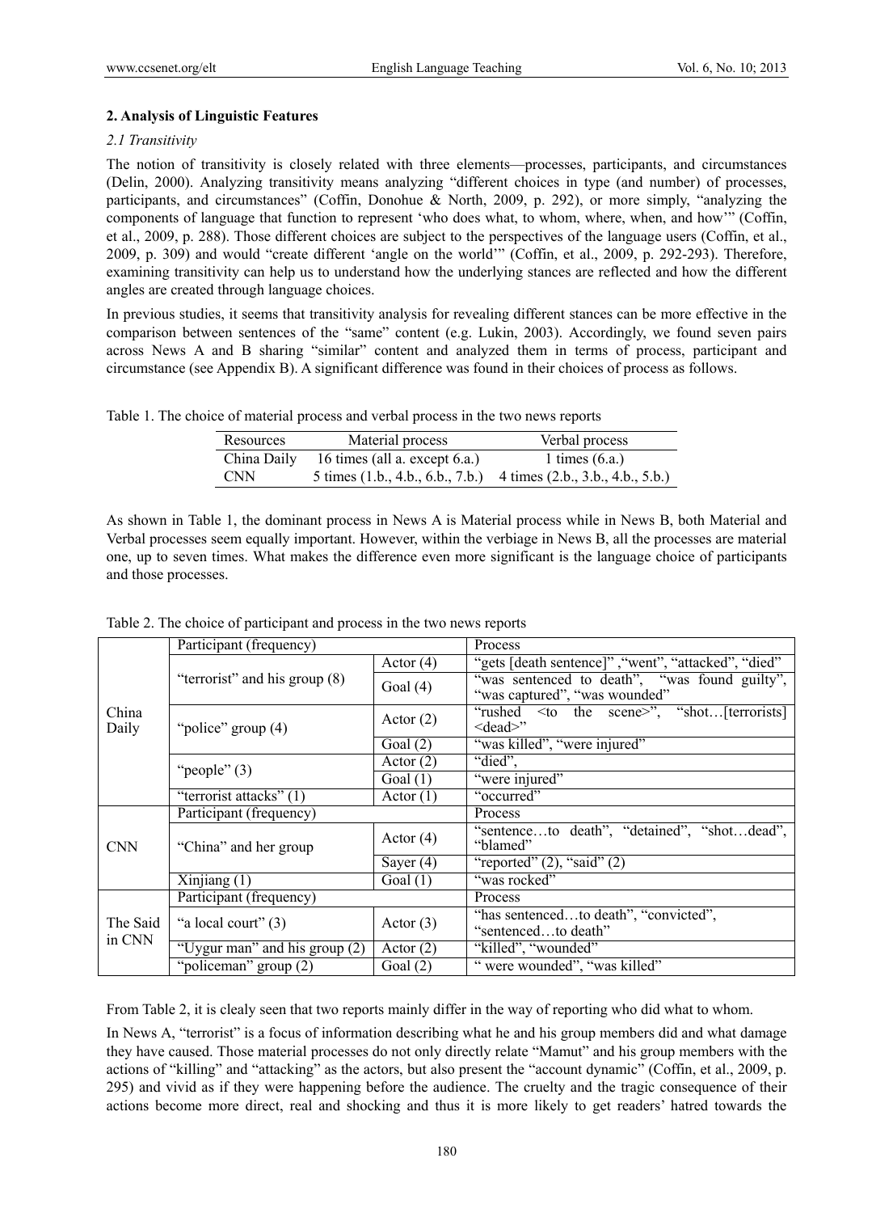## 2. Analysis of Linguistic Features

### 2.1 Transitivity

The notion of transitivity is closely related with three elements—processes, participants, and circumstances (Delin, 2000). Analyzing transitivity means analyzing "different choices in type (and number) of processes, participants, and circumstances" (Coffin, Donohue & North, 2009, p. 292), or more simply, "analyzing the components of language that function to represent 'who does what, to whom, where, when, and how'" (Coffin, et al., 2009, p. 288). Those different choices are subject to the perspectives of the language users (Coffin, et al., 2009, p. 309) and would "create different 'angle on the world'" (Coffin, et al., 2009, p. 292-293). Therefore, examining transitivity can help us to understand how the underlying stances are reflected and how the different angles are created through language choices.

In previous studies, it seems that transitivity analysis for revealing different stances can be more effective in the comparison between sentences of the "same" content (e.g. Lukin, 2003). Accordingly, we found seven pairs across News A and B sharing "similar" content and analyzed them in terms of process, participant and circumstance (see Appendix B). A significant difference was found in their choices of process as follows.

Table 1. The choice of material process and verbal process in the two news reports

| Resources | Material process | Verbal process |
|---|---|---|
| China Daily | 16 times (all a. except 6.a.) | 1 times (6.a.) |
| CNN | 5 times (1.b., 4.b., 6.b., 7.b.) | 4 times (2.b., 3.b., 4.b., 5.b.) |

As shown in Table 1, the dominant process in News A is Material process while in News B, both Material and Verbal processes seem equally important. However, within the verbiage in News B, all the processes are material one, up to seven times. What makes the difference even more significant is the language choice of participants and those processes.

Table 2. The choice of participant and process in the two news reports

| | Participant (frequency) | | Process |
|---|---|---|---|
| China Daily | "terrorist" and his group (8) | Actor (4) | "gets [death sentence]" ,"went", "attacked", "died" |
| | | Goal (4) | "was sentenced to death", "was found guilty", "was captured", "was wounded" |
| | "police" group (4) | Actor (2) | "rushed <to the scene>", "shot…[terrorists] <dead>" |
| | | Goal (2) | "was killed", "were injured" |
| | "people" (3) | Actor (2) | "died", |
| | | Goal (1) | "were injured" |
| | "terrorist attacks" (1) | Actor (1) | "occurred" |
| CNN | Participant (frequency) | | Process |
| | "China" and her group | Actor (4) | "sentence…to death", "detained", "shot…dead", "blamed" |
| | | Sayer (4) | "reported" (2), "said" (2) |
| | Xinjiang (1) | Goal (1) | "was rocked" |
| The Said in CNN | Participant (frequency) | | Process |
| | "a local court" (3) | Actor (3) | "has sentenced…to death", "convicted", "sentenced…to death" |
| | "Uygur man" and his group (2) | Actor (2) | "killed", "wounded" |
| | "policeman" group (2) | Goal (2) | " were wounded", "was killed" |

From Table 2, it is clealy seen that two reports mainly differ in the way of reporting who did what to whom.

In News A, "terrorist" is a focus of information describing what he and his group members did and what damage they have caused. Those material processes do not only directly relate "Mamut" and his group members with the actions of "killing" and "attacking" as the actors, but also present the "account dynamic" (Coffin, et al., 2009, p. 295) and vivid as if they were happening before the audience. The cruelty and the tragic consequence of their actions become more direct, real and shocking and thus it is more likely to get readers' hatred towards the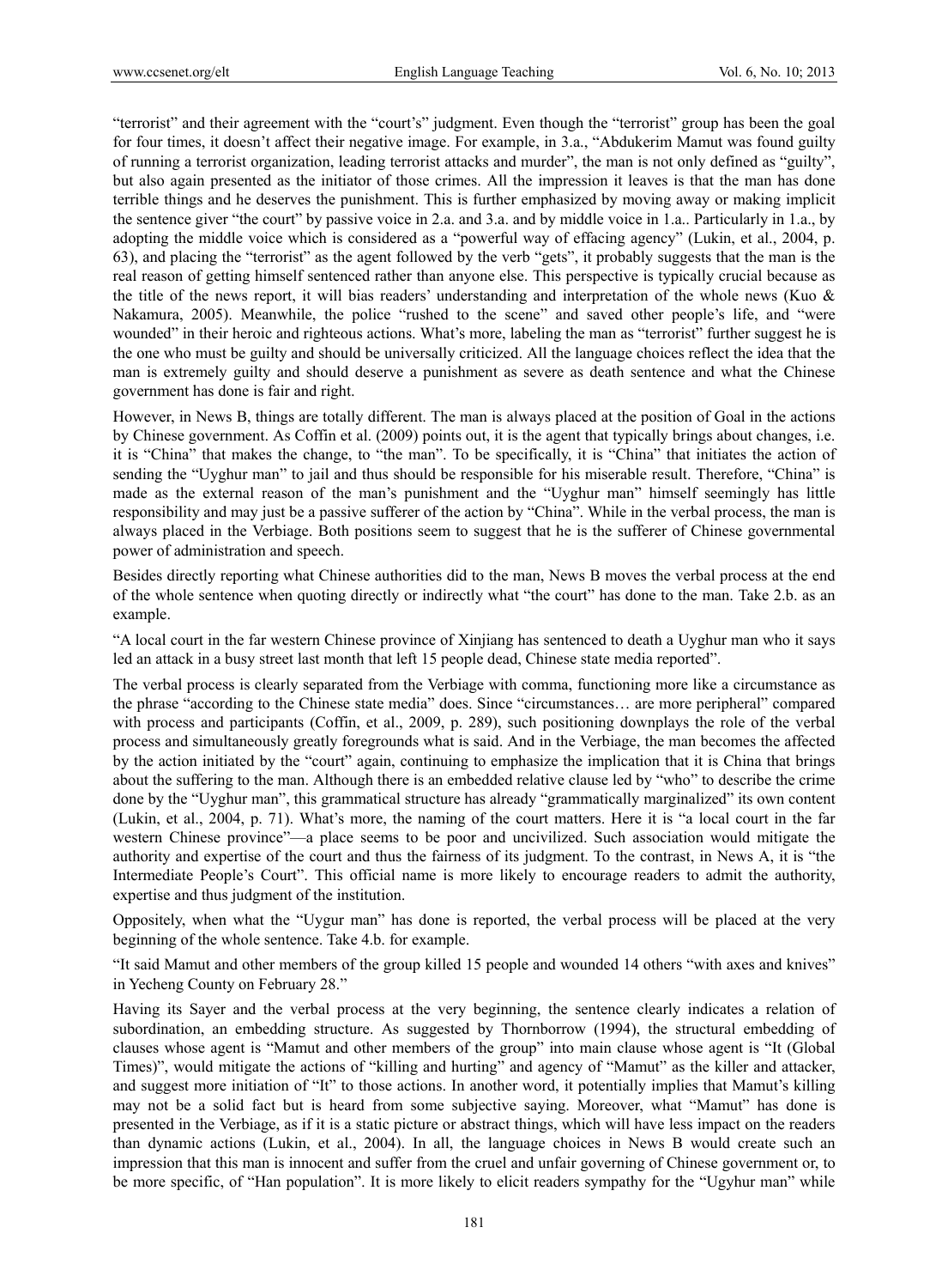"terrorist" and their agreement with the "court's" judgment. Even though the "terrorist" group has been the goal for four times, it doesn't affect their negative image. For example, in 3.a., "Abdukerim Mamut was found guilty of running a terrorist organization, leading terrorist attacks and murder", the man is not only defined as "guilty", but also again presented as the initiator of those crimes. All the impression it leaves is that the man has done terrible things and he deserves the punishment. This is further emphasized by moving away or making implicit the sentence giver "the court" by passive voice in 2.a. and 3.a. and by middle voice in 1.a.. Particularly in 1.a., by adopting the middle voice which is considered as a "powerful way of effacing agency" (Lukin, et al., 2004, p. 63), and placing the "terrorist" as the agent followed by the verb "gets", it probably suggests that the man is the real reason of getting himself sentenced rather than anyone else. This perspective is typically crucial because as the title of the news report, it will bias readers' understanding and interpretation of the whole news (Kuo & Nakamura, 2005). Meanwhile, the police "rushed to the scene" and saved other people's life, and "were wounded" in their heroic and righteous actions. What's more, labeling the man as "terrorist" further suggest he is the one who must be guilty and should be universally criticized. All the language choices reflect the idea that the man is extremely guilty and should deserve a punishment as severe as death sentence and what the Chinese government has done is fair and right.

However, in News B, things are totally different. The man is always placed at the position of Goal in the actions by Chinese government. As Coffin et al. (2009) points out, it is the agent that typically brings about changes, i.e. it is "China" that makes the change, to "the man". To be specifically, it is "China" that initiates the action of sending the "Uyghur man" to jail and thus should be responsible for his miserable result. Therefore, "China" is made as the external reason of the man's punishment and the "Uyghur man" himself seemingly has little responsibility and may just be a passive sufferer of the action by "China". While in the verbal process, the man is always placed in the Verbiage. Both positions seem to suggest that he is the sufferer of Chinese governmental power of administration and speech.

Besides directly reporting what Chinese authorities did to the man, News B moves the verbal process at the end of the whole sentence when quoting directly or indirectly what "the court" has done to the man. Take 2.b. as an example.

"A local court in the far western Chinese province of Xinjiang has sentenced to death a Uyghur man who it says led an attack in a busy street last month that left 15 people dead, Chinese state media reported".

The verbal process is clearly separated from the Verbiage with comma, functioning more like a circumstance as the phrase "according to the Chinese state media" does. Since "circumstances… are more peripheral" compared with process and participants (Coffin, et al., 2009, p. 289), such positioning downplays the role of the verbal process and simultaneously greatly foregrounds what is said. And in the Verbiage, the man becomes the affected by the action initiated by the "court" again, continuing to emphasize the implication that it is China that brings about the suffering to the man. Although there is an embedded relative clause led by "who" to describe the crime done by the "Uyghur man", this grammatical structure has already "grammatically marginalized" its own content (Lukin, et al., 2004, p. 71). What's more, the naming of the court matters. Here it is "a local court in the far western Chinese province"—a place seems to be poor and uncivilized. Such association would mitigate the authority and expertise of the court and thus the fairness of its judgment. To the contrast, in News A, it is "the Intermediate People's Court". This official name is more likely to encourage readers to admit the authority, expertise and thus judgment of the institution.

Oppositely, when what the "Uygur man" has done is reported, the verbal process will be placed at the very beginning of the whole sentence. Take 4.b. for example.

"It said Mamut and other members of the group killed 15 people and wounded 14 others "with axes and knives" in Yecheng County on February 28."

Having its Sayer and the verbal process at the very beginning, the sentence clearly indicates a relation of subordination, an embedding structure. As suggested by Thornborrow (1994), the structural embedding of clauses whose agent is "Mamut and other members of the group" into main clause whose agent is "It (Global Times)", would mitigate the actions of "killing and hurting" and agency of "Mamut" as the killer and attacker, and suggest more initiation of "It" to those actions. In another word, it potentially implies that Mamut's killing may not be a solid fact but is heard from some subjective saying. Moreover, what "Mamut" has done is presented in the Verbiage, as if it is a static picture or abstract things, which will have less impact on the readers than dynamic actions (Lukin, et al., 2004). In all, the language choices in News B would create such an impression that this man is innocent and suffer from the cruel and unfair governing of Chinese government or, to be more specific, of "Han population". It is more likely to elicit readers sympathy for the "Ugyhur man" while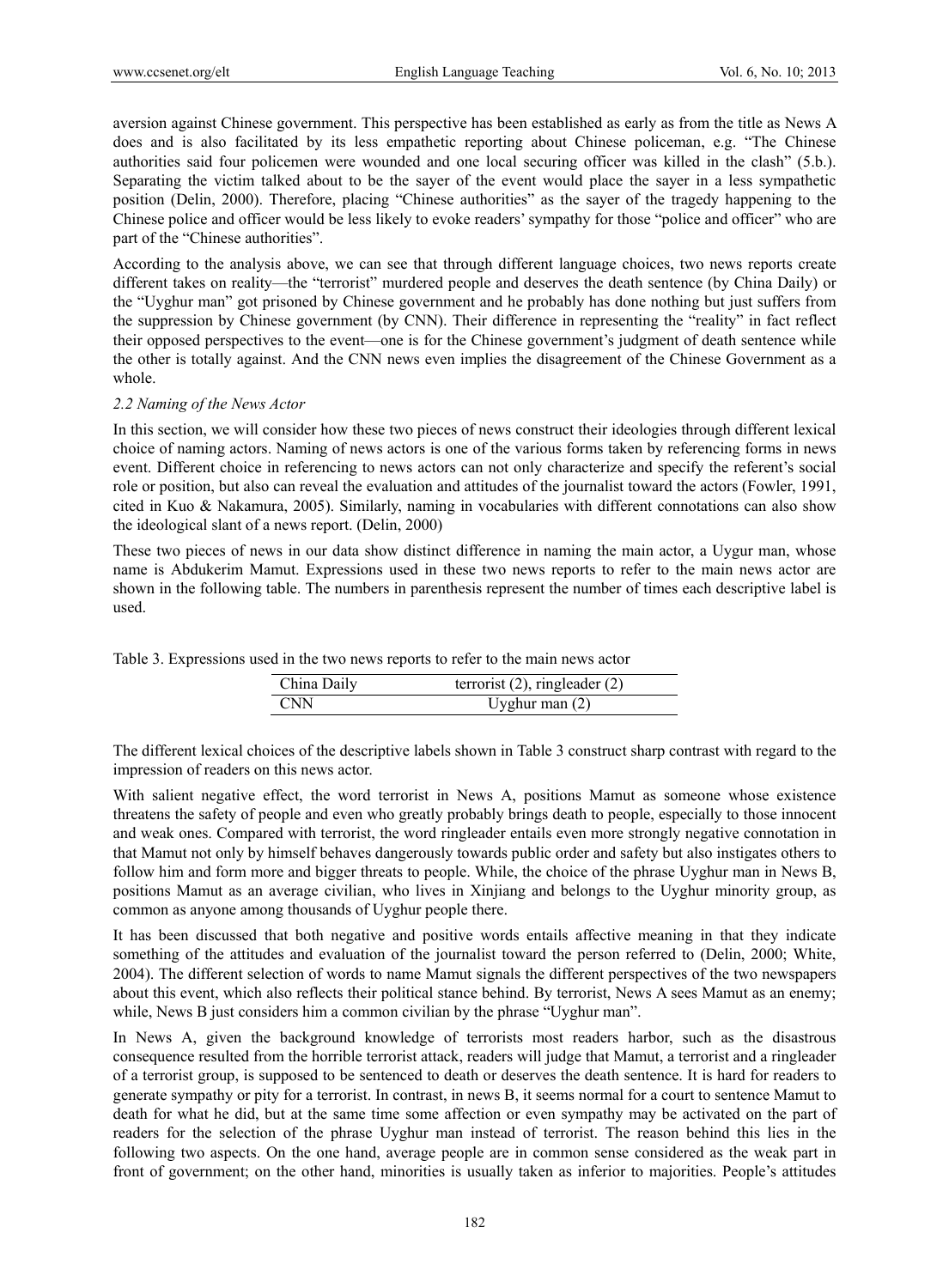aversion against Chinese government. This perspective has been established as early as from the title as News A does and is also facilitated by its less empathetic reporting about Chinese policeman, e.g. "The Chinese authorities said four policemen were wounded and one local securing officer was killed in the clash" (5.b.). Separating the victim talked about to be the sayer of the event would place the sayer in a less sympathetic position (Delin, 2000). Therefore, placing "Chinese authorities" as the sayer of the tragedy happening to the Chinese police and officer would be less likely to evoke readers' sympathy for those "police and officer" who are part of the "Chinese authorities".

According to the analysis above, we can see that through different language choices, two news reports create different takes on reality—the "terrorist" murdered people and deserves the death sentence (by China Daily) or the "Uyghur man" got prisoned by Chinese government and he probably has done nothing but just suffers from the suppression by Chinese government (by CNN). Their difference in representing the "reality" in fact reflect their opposed perspectives to the event—one is for the Chinese government's judgment of death sentence while the other is totally against. And the CNN news even implies the disagreement of the Chinese Government as a whole.

### *2.2 Naming of the News Actor*

In this section, we will consider how these two pieces of news construct their ideologies through different lexical choice of naming actors. Naming of news actors is one of the various forms taken by referencing forms in news event. Different choice in referencing to news actors can not only characterize and specify the referent's social role or position, but also can reveal the evaluation and attitudes of the journalist toward the actors (Fowler, 1991, cited in Kuo & Nakamura, 2005). Similarly, naming in vocabularies with different connotations can also show the ideological slant of a news report. (Delin, 2000)

These two pieces of news in our data show distinct difference in naming the main actor, a Uygur man, whose name is Abdukerim Mamut. Expressions used in these two news reports to refer to the main news actor are shown in the following table. The numbers in parenthesis represent the number of times each descriptive label is used.

Table 3. Expressions used in the two news reports to refer to the main news actor

| | |
|---|---|
| China Daily | terrorist (2), ringleader (2) |
| CNN | Uyghur man (2) |

The different lexical choices of the descriptive labels shown in Table 3 construct sharp contrast with regard to the impression of readers on this news actor.

With salient negative effect, the word terrorist in News A, positions Mamut as someone whose existence threatens the safety of people and even who greatly probably brings death to people, especially to those innocent and weak ones. Compared with terrorist, the word ringleader entails even more strongly negative connotation in that Mamut not only by himself behaves dangerously towards public order and safety but also instigates others to follow him and form more and bigger threats to people. While, the choice of the phrase Uyghur man in News B, positions Mamut as an average civilian, who lives in Xinjiang and belongs to the Uyghur minority group, as common as anyone among thousands of Uyghur people there.

It has been discussed that both negative and positive words entails affective meaning in that they indicate something of the attitudes and evaluation of the journalist toward the person referred to (Delin, 2000; White, 2004). The different selection of words to name Mamut signals the different perspectives of the two newspapers about this event, which also reflects their political stance behind. By terrorist, News A sees Mamut as an enemy; while, News B just considers him a common civilian by the phrase "Uyghur man".

In News A, given the background knowledge of terrorists most readers harbor, such as the disastrous consequence resulted from the horrible terrorist attack, readers will judge that Mamut, a terrorist and a ringleader of a terrorist group, is supposed to be sentenced to death or deserves the death sentence. It is hard for readers to generate sympathy or pity for a terrorist. In contrast, in news B, it seems normal for a court to sentence Mamut to death for what he did, but at the same time some affection or even sympathy may be activated on the part of readers for the selection of the phrase Uyghur man instead of terrorist. The reason behind this lies in the following two aspects. On the one hand, average people are in common sense considered as the weak part in front of government; on the other hand, minorities is usually taken as inferior to majorities. People's attitudes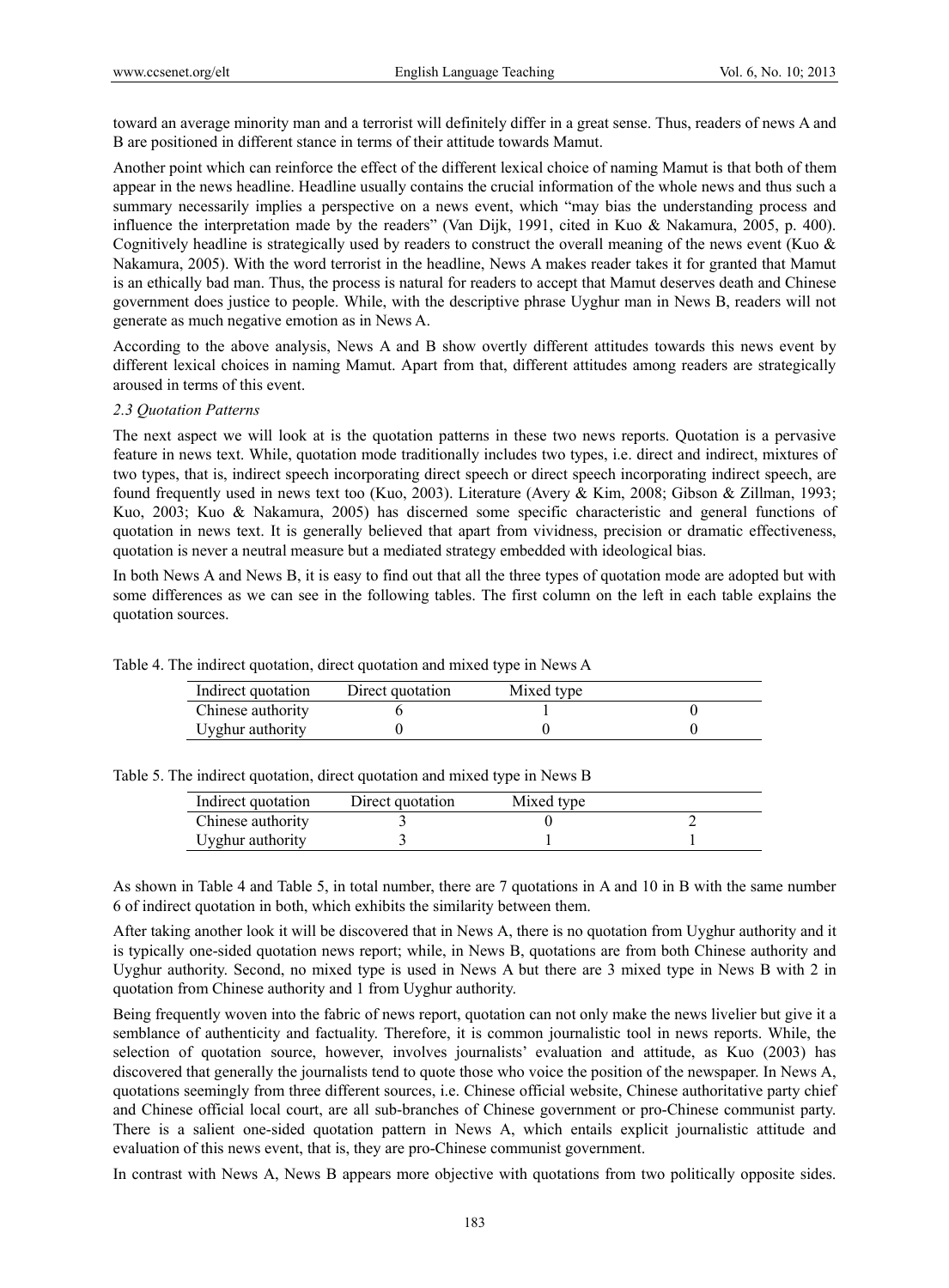toward an average minority man and a terrorist will definitely differ in a great sense. Thus, readers of news A and B are positioned in different stance in terms of their attitude towards Mamut.

Another point which can reinforce the effect of the different lexical choice of naming Mamut is that both of them appear in the news headline. Headline usually contains the crucial information of the whole news and thus such a summary necessarily implies a perspective on a news event, which "may bias the understanding process and influence the interpretation made by the readers" (Van Dijk, 1991, cited in Kuo & Nakamura, 2005, p. 400). Cognitively headline is strategically used by readers to construct the overall meaning of the news event (Kuo & Nakamura, 2005). With the word terrorist in the headline, News A makes reader takes it for granted that Mamut is an ethically bad man. Thus, the process is natural for readers to accept that Mamut deserves death and Chinese government does justice to people. While, with the descriptive phrase Uyghur man in News B, readers will not generate as much negative emotion as in News A.

According to the above analysis, News A and B show overtly different attitudes towards this news event by different lexical choices in naming Mamut. Apart from that, different attitudes among readers are strategically aroused in terms of this event.

### *2.3 Quotation Patterns*

The next aspect we will look at is the quotation patterns in these two news reports. Quotation is a pervasive feature in news text. While, quotation mode traditionally includes two types, i.e. direct and indirect, mixtures of two types, that is, indirect speech incorporating direct speech or direct speech incorporating indirect speech, are found frequently used in news text too (Kuo, 2003). Literature (Avery & Kim, 2008; Gibson & Zillman, 1993; Kuo, 2003; Kuo & Nakamura, 2005) has discerned some specific characteristic and general functions of quotation in news text. It is generally believed that apart from vividness, precision or dramatic effectiveness, quotation is never a neutral measure but a mediated strategy embedded with ideological bias.

In both News A and News B, it is easy to find out that all the three types of quotation mode are adopted but with some differences as we can see in the following tables. The first column on the left in each table explains the quotation sources.

Table 4. The indirect quotation, direct quotation and mixed type in News A

| Indirect quotation | Direct quotation | Mixed type | |
|---|---|---|---|
| Chinese authority | 6 | 1 | 0 |
| Uyghur authority | 0 | 0 | 0 |

Table 5. The indirect quotation, direct quotation and mixed type in News B

| Indirect quotation | Direct quotation | Mixed type | |
|---|---|---|---|
| Chinese authority | 3 | 0 | 2 |
| Uyghur authority | 3 | 1 | 1 |

As shown in Table 4 and Table 5, in total number, there are 7 quotations in A and 10 in B with the same number 6 of indirect quotation in both, which exhibits the similarity between them.

After taking another look it will be discovered that in News A, there is no quotation from Uyghur authority and it is typically one-sided quotation news report; while, in News B, quotations are from both Chinese authority and Uyghur authority. Second, no mixed type is used in News A but there are 3 mixed type in News B with 2 in quotation from Chinese authority and 1 from Uyghur authority.

Being frequently woven into the fabric of news report, quotation can not only make the news livelier but give it a semblance of authenticity and factuality. Therefore, it is common journalistic tool in news reports. While, the selection of quotation source, however, involves journalists' evaluation and attitude, as Kuo (2003) has discovered that generally the journalists tend to quote those who voice the position of the newspaper. In News A, quotations seemingly from three different sources, i.e. Chinese official website, Chinese authoritative party chief and Chinese official local court, are all sub-branches of Chinese government or pro-Chinese communist party. There is a salient one-sided quotation pattern in News A, which entails explicit journalistic attitude and evaluation of this news event, that is, they are pro-Chinese communist government.

In contrast with News A, News B appears more objective with quotations from two politically opposite sides.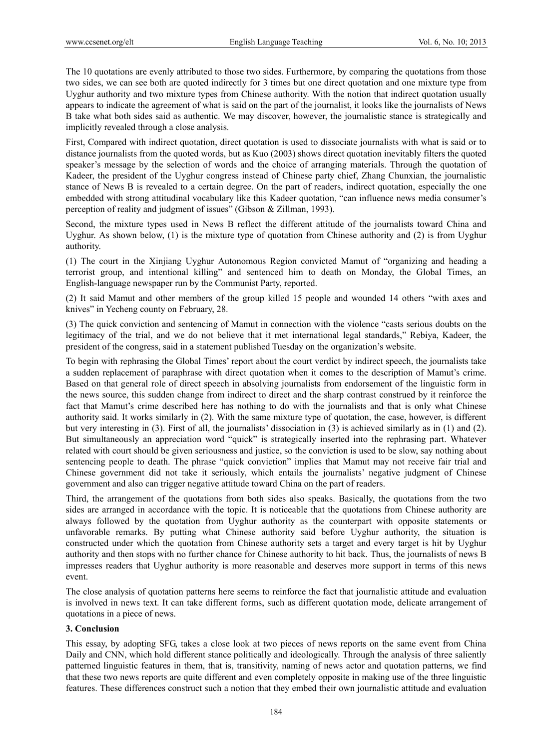The 10 quotations are evenly attributed to those two sides. Furthermore, by comparing the quotations from those two sides, we can see both are quoted indirectly for 3 times but one direct quotation and one mixture type from Uyghur authority and two mixture types from Chinese authority. With the notion that indirect quotation usually appears to indicate the agreement of what is said on the part of the journalist, it looks like the journalists of News B take what both sides said as authentic. We may discover, however, the journalistic stance is strategically and implicitly revealed through a close analysis.

First, Compared with indirect quotation, direct quotation is used to dissociate journalists with what is said or to distance journalists from the quoted words, but as Kuo (2003) shows direct quotation inevitably filters the quoted speaker's message by the selection of words and the choice of arranging materials. Through the quotation of Kadeer, the president of the Uyghur congress instead of Chinese party chief, Zhang Chunxian, the journalistic stance of News B is revealed to a certain degree. On the part of readers, indirect quotation, especially the one embedded with strong attitudinal vocabulary like this Kadeer quotation, "can influence news media consumer's perception of reality and judgment of issues" (Gibson & Zillman, 1993).

Second, the mixture types used in News B reflect the different attitude of the journalists toward China and Uyghur. As shown below, (1) is the mixture type of quotation from Chinese authority and (2) is from Uyghur authority.

(1) The court in the Xinjiang Uyghur Autonomous Region convicted Mamut of "organizing and heading a terrorist group, and intentional killing" and sentenced him to death on Monday, the Global Times, an English-language newspaper run by the Communist Party, reported.

(2) It said Mamut and other members of the group killed 15 people and wounded 14 others "with axes and knives" in Yecheng county on February, 28.

(3) The quick conviction and sentencing of Mamut in connection with the violence "casts serious doubts on the legitimacy of the trial, and we do not believe that it met international legal standards," Rebiya, Kadeer, the president of the congress, said in a statement published Tuesday on the organization's website.

To begin with rephrasing the Global Times' report about the court verdict by indirect speech, the journalists take a sudden replacement of paraphrase with direct quotation when it comes to the description of Mamut's crime. Based on that general role of direct speech in absolving journalists from endorsement of the linguistic form in the news source, this sudden change from indirect to direct and the sharp contrast construed by it reinforce the fact that Mamut's crime described here has nothing to do with the journalists and that is only what Chinese authority said. It works similarly in (2). With the same mixture type of quotation, the case, however, is different but very interesting in (3). First of all, the journalists' dissociation in (3) is achieved similarly as in (1) and (2). But simultaneously an appreciation word "quick" is strategically inserted into the rephrasing part. Whatever related with court should be given seriousness and justice, so the conviction is used to be slow, say nothing about sentencing people to death. The phrase "quick conviction" implies that Mamut may not receive fair trial and Chinese government did not take it seriously, which entails the journalists' negative judgment of Chinese government and also can trigger negative attitude toward China on the part of readers.

Third, the arrangement of the quotations from both sides also speaks. Basically, the quotations from the two sides are arranged in accordance with the topic. It is noticeable that the quotations from Chinese authority are always followed by the quotation from Uyghur authority as the counterpart with opposite statements or unfavorable remarks. By putting what Chinese authority said before Uyghur authority, the situation is constructed under which the quotation from Chinese authority sets a target and every target is hit by Uyghur authority and then stops with no further chance for Chinese authority to hit back. Thus, the journalists of news B impresses readers that Uyghur authority is more reasonable and deserves more support in terms of this news event.

The close analysis of quotation patterns here seems to reinforce the fact that journalistic attitude and evaluation is involved in news text. It can take different forms, such as different quotation mode, delicate arrangement of quotations in a piece of news.

## 3. Conclusion

This essay, by adopting SFG, takes a close look at two pieces of news reports on the same event from China Daily and CNN, which hold different stance politically and ideologically. Through the analysis of three saliently patterned linguistic features in them, that is, transitivity, naming of news actor and quotation patterns, we find that these two news reports are quite different and even completely opposite in making use of the three linguistic features. These differences construct such a notion that they embed their own journalistic attitude and evaluation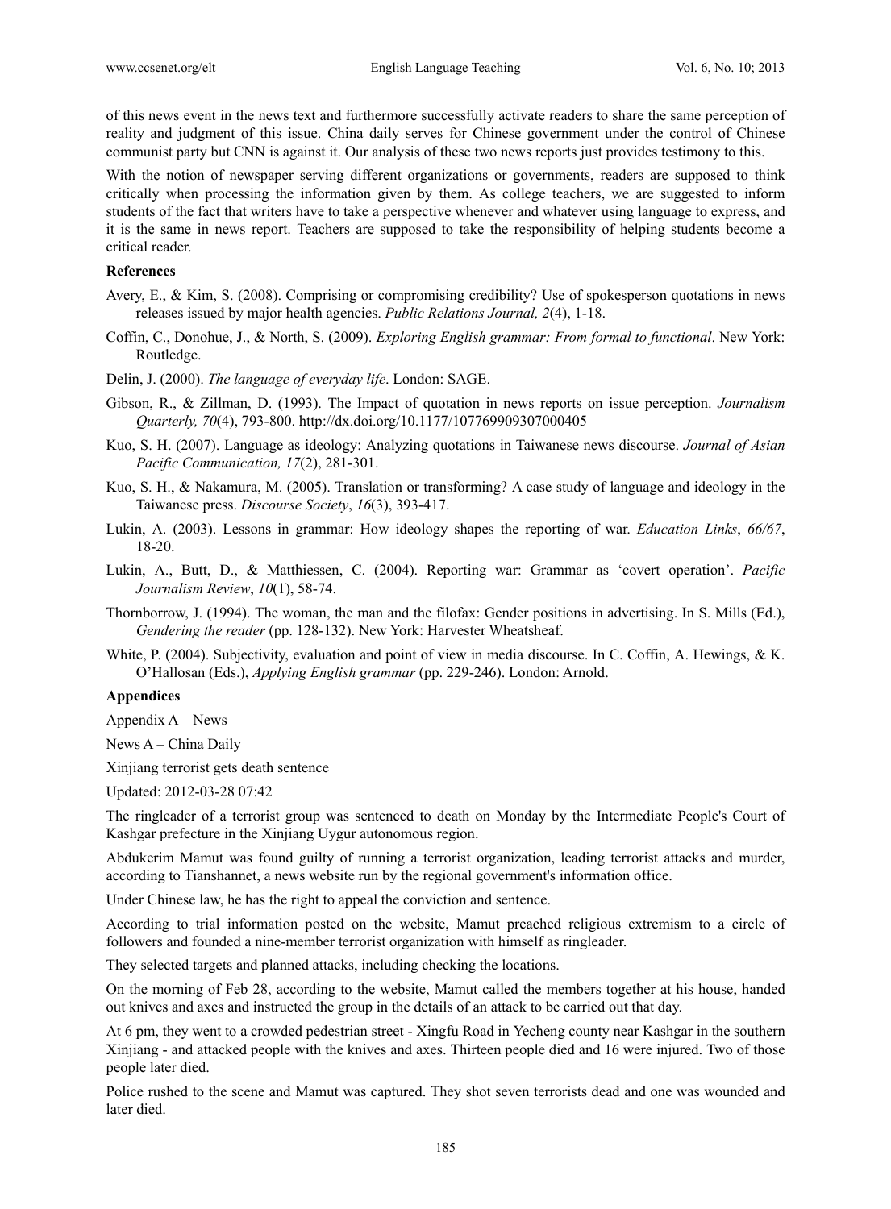of this news event in the news text and furthermore successfully activate readers to share the same perception of reality and judgment of this issue. China daily serves for Chinese government under the control of Chinese communist party but CNN is against it. Our analysis of these two news reports just provides testimony to this.

With the notion of newspaper serving different organizations or governments, readers are supposed to think critically when processing the information given by them. As college teachers, we are suggested to inform students of the fact that writers have to take a perspective whenever and whatever using language to express, and it is the same in news report. Teachers are supposed to take the responsibility of helping students become a critical reader.

**References**

Avery, E., & Kim, S. (2008). Comprising or compromising credibility? Use of spokesperson quotations in news releases issued by major health agencies. *Public Relations Journal, 2*(4), 1-18.

Coffin, C., Donohue, J., & North, S. (2009). *Exploring English grammar: From formal to functional*. New York: Routledge.

Delin, J. (2000). *The language of everyday life*. London: SAGE.

Gibson, R., & Zillman, D. (1993). The Impact of quotation in news reports on issue perception. *Journalism Quarterly, 70*(4), 793-800. http://dx.doi.org/10.1177/107769909307000405

Kuo, S. H. (2007). Language as ideology: Analyzing quotations in Taiwanese news discourse. *Journal of Asian Pacific Communication, 17*(2), 281-301.

Kuo, S. H., & Nakamura, M. (2005). Translation or transforming? A case study of language and ideology in the Taiwanese press. *Discourse Society*, *16*(3), 393-417.

Lukin, A. (2003). Lessons in grammar: How ideology shapes the reporting of war. *Education Links*, *66/67*, 18-20.

Lukin, A., Butt, D., & Matthiessen, C. (2004). Reporting war: Grammar as 'covert operation'. *Pacific Journalism Review*, *10*(1), 58-74.

Thornborrow, J. (1994). The woman, the man and the filofax: Gender positions in advertising. In S. Mills (Ed.), *Gendering the reader* (pp. 128-132). New York: Harvester Wheatsheaf.

White, P. (2004). Subjectivity, evaluation and point of view in media discourse. In C. Coffin, A. Hewings, & K. O'Hallosan (Eds.), *Applying English grammar* (pp. 229-246). London: Arnold.

**Appendices**

Appendix A – News

News A – China Daily

Xinjiang terrorist gets death sentence

Updated: 2012-03-28 07:42

The ringleader of a terrorist group was sentenced to death on Monday by the Intermediate People's Court of Kashgar prefecture in the Xinjiang Uygur autonomous region.

Abdukerim Mamut was found guilty of running a terrorist organization, leading terrorist attacks and murder, according to Tianshannet, a news website run by the regional government's information office.

Under Chinese law, he has the right to appeal the conviction and sentence.

According to trial information posted on the website, Mamut preached religious extremism to a circle of followers and founded a nine-member terrorist organization with himself as ringleader.

They selected targets and planned attacks, including checking the locations.

On the morning of Feb 28, according to the website, Mamut called the members together at his house, handed out knives and axes and instructed the group in the details of an attack to be carried out that day.

At 6 pm, they went to a crowded pedestrian street - Xingfu Road in Yecheng county near Kashgar in the southern Xinjiang - and attacked people with the knives and axes. Thirteen people died and 16 were injured. Two of those people later died.

Police rushed to the scene and Mamut was captured. They shot seven terrorists dead and one was wounded and later died.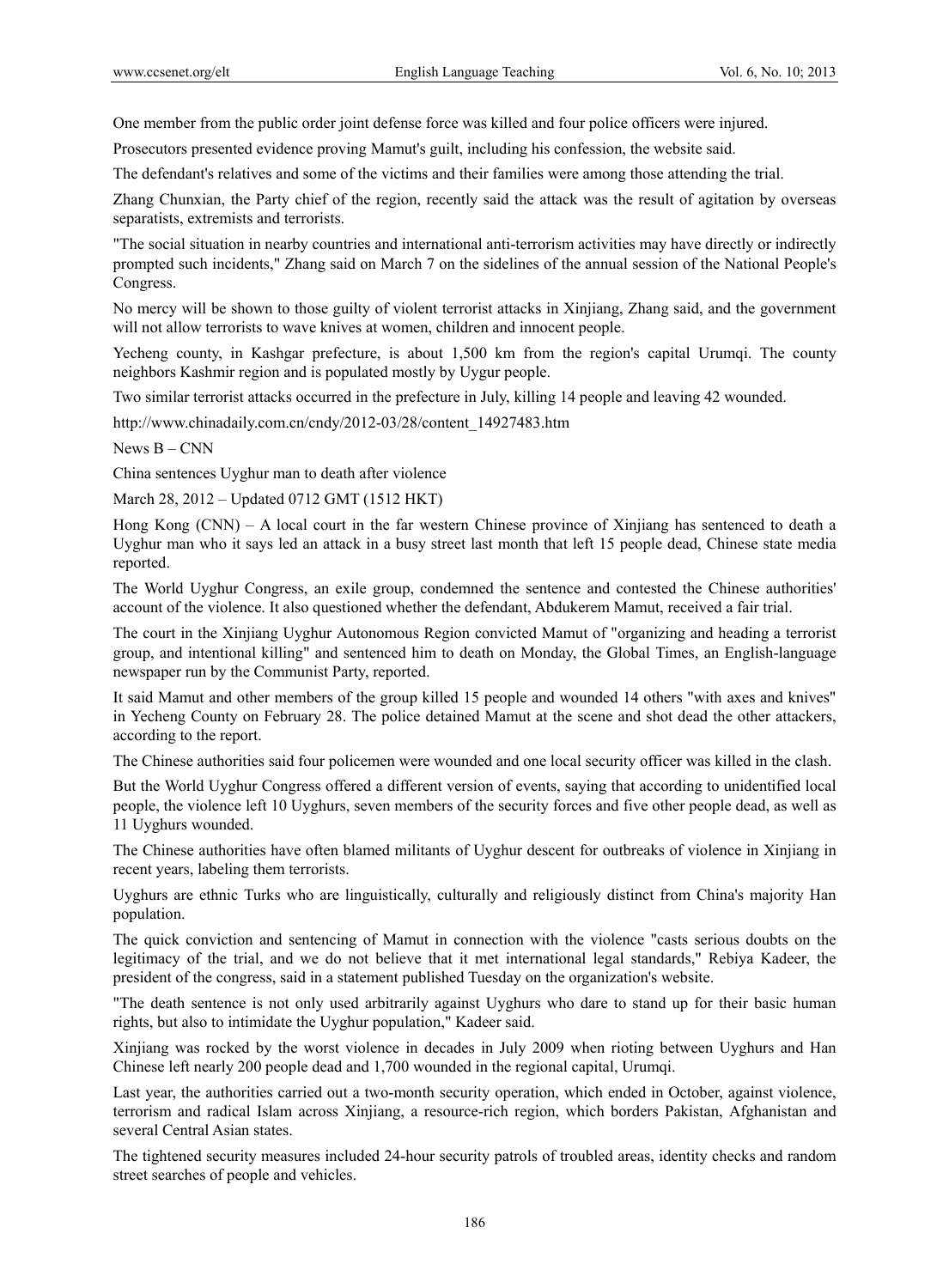One member from the public order joint defense force was killed and four police officers were injured.

Prosecutors presented evidence proving Mamut's guilt, including his confession, the website said.

The defendant's relatives and some of the victims and their families were among those attending the trial.

Zhang Chunxian, the Party chief of the region, recently said the attack was the result of agitation by overseas separatists, extremists and terrorists.

"The social situation in nearby countries and international anti-terrorism activities may have directly or indirectly prompted such incidents," Zhang said on March 7 on the sidelines of the annual session of the National People's Congress.

No mercy will be shown to those guilty of violent terrorist attacks in Xinjiang, Zhang said, and the government will not allow terrorists to wave knives at women, children and innocent people.

Yecheng county, in Kashgar prefecture, is about 1,500 km from the region's capital Urumqi. The county neighbors Kashmir region and is populated mostly by Uygur people.

Two similar terrorist attacks occurred in the prefecture in July, killing 14 people and leaving 42 wounded.

http://www.chinadaily.com.cn/cndy/2012-03/28/content_14927483.htm

News B – CNN

China sentences Uyghur man to death after violence

March 28, 2012 – Updated 0712 GMT (1512 HKT)

Hong Kong (CNN) – A local court in the far western Chinese province of Xinjiang has sentenced to death a Uyghur man who it says led an attack in a busy street last month that left 15 people dead, Chinese state media reported.

The World Uyghur Congress, an exile group, condemned the sentence and contested the Chinese authorities' account of the violence. It also questioned whether the defendant, Abdukerem Mamut, received a fair trial.

The court in the Xinjiang Uyghur Autonomous Region convicted Mamut of "organizing and heading a terrorist group, and intentional killing" and sentenced him to death on Monday, the Global Times, an English-language newspaper run by the Communist Party, reported.

It said Mamut and other members of the group killed 15 people and wounded 14 others "with axes and knives" in Yecheng County on February 28. The police detained Mamut at the scene and shot dead the other attackers, according to the report.

The Chinese authorities said four policemen were wounded and one local security officer was killed in the clash.

But the World Uyghur Congress offered a different version of events, saying that according to unidentified local people, the violence left 10 Uyghurs, seven members of the security forces and five other people dead, as well as 11 Uyghurs wounded.

The Chinese authorities have often blamed militants of Uyghur descent for outbreaks of violence in Xinjiang in recent years, labeling them terrorists.

Uyghurs are ethnic Turks who are linguistically, culturally and religiously distinct from China's majority Han population.

The quick conviction and sentencing of Mamut in connection with the violence "casts serious doubts on the legitimacy of the trial, and we do not believe that it met international legal standards," Rebiya Kadeer, the president of the congress, said in a statement published Tuesday on the organization's website.

"The death sentence is not only used arbitrarily against Uyghurs who dare to stand up for their basic human rights, but also to intimidate the Uyghur population," Kadeer said.

Xinjiang was rocked by the worst violence in decades in July 2009 when rioting between Uyghurs and Han Chinese left nearly 200 people dead and 1,700 wounded in the regional capital, Urumqi.

Last year, the authorities carried out a two-month security operation, which ended in October, against violence, terrorism and radical Islam across Xinjiang, a resource-rich region, which borders Pakistan, Afghanistan and several Central Asian states.

The tightened security measures included 24-hour security patrols of troubled areas, identity checks and random street searches of people and vehicles.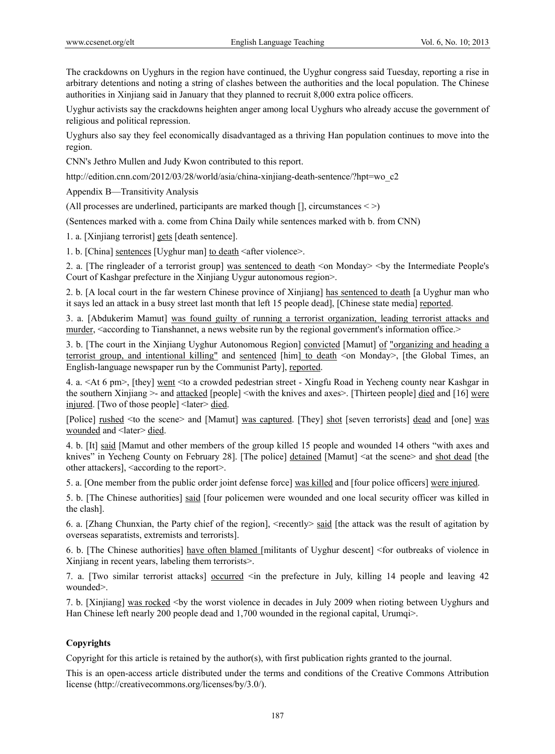The crackdowns on Uyghurs in the region have continued, the Uyghur congress said Tuesday, reporting a rise in arbitrary detentions and noting a string of clashes between the authorities and the local population. The Chinese authorities in Xinjiang said in January that they planned to recruit 8,000 extra police officers.

Uyghur activists say the crackdowns heighten anger among local Uyghurs who already accuse the government of religious and political repression.

Uyghurs also say they feel economically disadvantaged as a thriving Han population continues to move into the region.

CNN's Jethro Mullen and Judy Kwon contributed to this report.

http://edition.cnn.com/2012/03/28/world/asia/china-xinjiang-death-sentence/?hpt=wo_c2

Appendix B—Transitivity Analysis

(All processes are underlined, participants are marked though [], circumstances < >)

(Sentences marked with a. come from China Daily while sentences marked with b. from CNN)

1. a. [Xinjiang terrorist] gets [death sentence].

1. b. [China] sentences [Uyghur man] to death <after violence>.

2. a. [The ringleader of a terrorist group] was sentenced to death <on Monday> <by the Intermediate People's Court of Kashgar prefecture in the Xinjiang Uygur autonomous region>.

2. b. [A local court in the far western Chinese province of Xinjiang] has sentenced to death [a Uyghur man who it says led an attack in a busy street last month that left 15 people dead], [Chinese state media] reported.

3. a. [Abdukerim Mamut] was found guilty of running a terrorist organization, leading terrorist attacks and murder, <according to Tianshannet, a news website run by the regional government's information office.>

3. b. [The court in the Xinjiang Uyghur Autonomous Region] convicted [Mamut] of "organizing and heading a terrorist group, and intentional killing" and sentenced [him] to death <on Monday>, [the Global Times, an English-language newspaper run by the Communist Party], reported.

4. a. <At 6 pm>, [they] went <to a crowded pedestrian street - Xingfu Road in Yecheng county near Kashgar in the southern Xinjiang >- and attacked [people] <with the knives and axes>. [Thirteen people] died and [16] were injured. [Two of those people] <later> died.

[Police] rushed <to the scene> and [Mamut] was captured. [They] shot [seven terrorists] dead and [one] was wounded and <later> died.

4. b. [It] said [Mamut and other members of the group killed 15 people and wounded 14 others "with axes and knives" in Yecheng County on February 28]. [The police] detained [Mamut] <at the scene> and shot dead [the other attackers], <according to the report>.

5. a. [One member from the public order joint defense force] was killed and [four police officers] were injured.

5. b. [The Chinese authorities] said [four policemen were wounded and one local security officer was killed in the clash].

6. a. [Zhang Chunxian, the Party chief of the region], <recently> said [the attack was the result of agitation by overseas separatists, extremists and terrorists].

6. b. [The Chinese authorities] have often blamed [militants of Uyghur descent] <for outbreaks of violence in Xinjiang in recent years, labeling them terrorists>.

7. a. [Two similar terrorist attacks] occurred <in the prefecture in July, killing 14 people and leaving 42 wounded>.

7. b. [Xinjiang] was rocked <by the worst violence in decades in July 2009 when rioting between Uyghurs and Han Chinese left nearly 200 people dead and 1,700 wounded in the regional capital, Urumqi>.

**Copyrights**

Copyright for this article is retained by the author(s), with first publication rights granted to the journal.

This is an open-access article distributed under the terms and conditions of the Creative Commons Attribution license (http://creativecommons.org/licenses/by/3.0/).